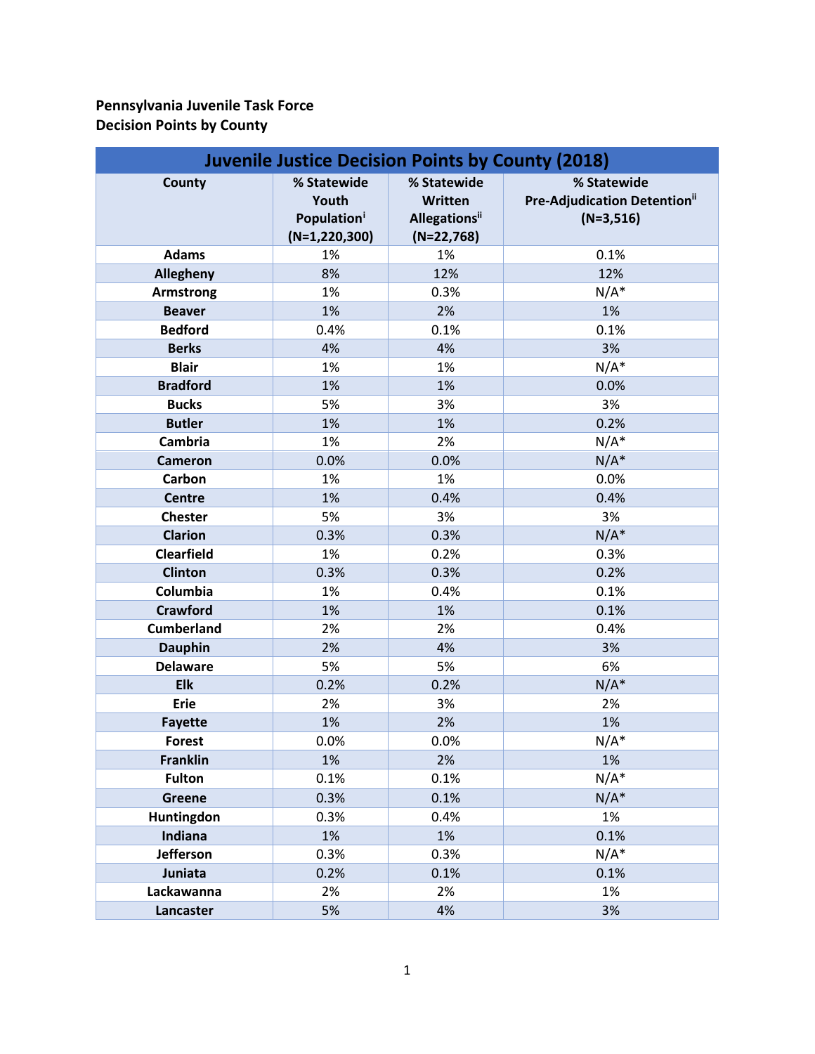**Pennsylvania Juvenile Task Force**
**Decision Points by County**

| Juvenile Justice Decision Points by County (2018) | | | |
|---|---|---|---|
| County | % Statewide Youth Population[i] (N=1,220,300) | % Statewide Written Allegations[ii] (N=22,768) | % Statewide Pre-Adjudication Detention[ii] (N=3,516) |
| Adams | 1% | 1% | 0.1% |
| Allegheny | 8% | 12% | 12% |
| Armstrong | 1% | 0.3% | N/A* |
| Beaver | 1% | 2% | 1% |
| Bedford | 0.4% | 0.1% | 0.1% |
| Berks | 4% | 4% | 3% |
| Blair | 1% | 1% | N/A* |
| Bradford | 1% | 1% | 0.0% |
| Bucks | 5% | 3% | 3% |
| Butler | 1% | 1% | 0.2% |
| Cambria | 1% | 2% | N/A* |
| Cameron | 0.0% | 0.0% | N/A* |
| Carbon | 1% | 1% | 0.0% |
| Centre | 1% | 0.4% | 0.4% |
| Chester | 5% | 3% | 3% |
| Clarion | 0.3% | 0.3% | N/A* |
| Clearfield | 1% | 0.2% | 0.3% |
| Clinton | 0.3% | 0.3% | 0.2% |
| Columbia | 1% | 0.4% | 0.1% |
| Crawford | 1% | 1% | 0.1% |
| Cumberland | 2% | 2% | 0.4% |
| Dauphin | 2% | 4% | 3% |
| Delaware | 5% | 5% | 6% |
| Elk | 0.2% | 0.2% | N/A* |
| Erie | 2% | 3% | 2% |
| Fayette | 1% | 2% | 1% |
| Forest | 0.0% | 0.0% | N/A* |
| Franklin | 1% | 2% | 1% |
| Fulton | 0.1% | 0.1% | N/A* |
| Greene | 0.3% | 0.1% | N/A* |
| Huntingdon | 0.3% | 0.4% | 1% |
| Indiana | 1% | 1% | 0.1% |
| Jefferson | 0.3% | 0.3% | N/A* |
| Juniata | 0.2% | 0.1% | 0.1% |
| Lackawanna | 2% | 2% | 1% |
| Lancaster | 5% | 4% | 3% |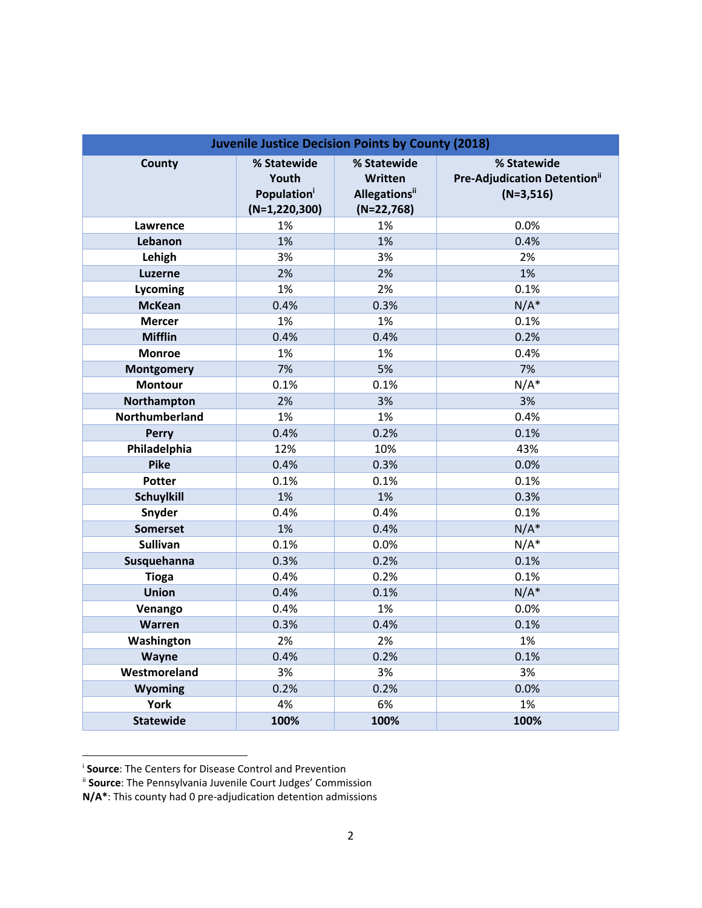| Juvenile Justice Decision Points by County (2018) | | | |
|---|---|---|---|
| County | % Statewide Youth Population[i] (N=1,220,300) | % Statewide Written Allegations[ii] (N=22,768) | % Statewide Pre-Adjudication Detention[ii] (N=3,516) |
| Lawrence | 1% | 1% | 0.0% |
| Lebanon | 1% | 1% | 0.4% |
| Lehigh | 3% | 3% | 2% |
| Luzerne | 2% | 2% | 1% |
| Lycoming | 1% | 2% | 0.1% |
| McKean | 0.4% | 0.3% | N/A* |
| Mercer | 1% | 1% | 0.1% |
| Mifflin | 0.4% | 0.4% | 0.2% |
| Monroe | 1% | 1% | 0.4% |
| Montgomery | 7% | 5% | 7% |
| Montour | 0.1% | 0.1% | N/A* |
| Northampton | 2% | 3% | 3% |
| Northumberland | 1% | 1% | 0.4% |
| Perry | 0.4% | 0.2% | 0.1% |
| Philadelphia | 12% | 10% | 43% |
| Pike | 0.4% | 0.3% | 0.0% |
| Potter | 0.1% | 0.1% | 0.1% |
| Schuylkill | 1% | 1% | 0.3% |
| Snyder | 0.4% | 0.4% | 0.1% |
| Somerset | 1% | 0.4% | N/A* |
| Sullivan | 0.1% | 0.0% | N/A* |
| Susquehanna | 0.3% | 0.2% | 0.1% |
| Tioga | 0.4% | 0.2% | 0.1% |
| Union | 0.4% | 0.1% | N/A* |
| Venango | 0.4% | 1% | 0.0% |
| Warren | 0.3% | 0.4% | 0.1% |
| Washington | 2% | 2% | 1% |
| Wayne | 0.4% | 0.2% | 0.1% |
| Westmoreland | 3% | 3% | 3% |
| Wyoming | 0.2% | 0.2% | 0.0% |
| York | 4% | 6% | 1% |
| **Statewide** | **100%** | **100%** | **100%** |

[i] **Source**: The Centers for Disease Control and Prevention

[ii] **Source**: The Pennsylvania Juvenile Court Judges' Commission

**N/A***: This county had 0 pre-adjudication detention admissions